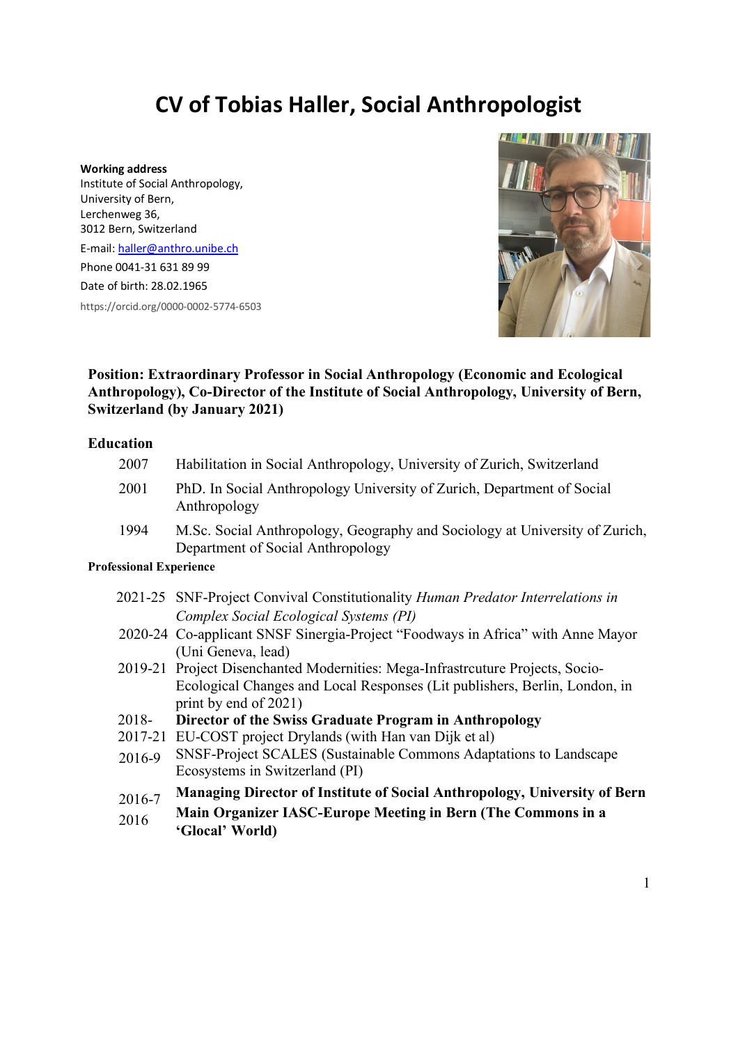# CV of Tobias Haller, Social Anthropologist

**Working address**
Institute of Social Anthropology,
University of Bern,
Lerchenweg 36,
3012 Bern, Switzerland

E-mail: haller@anthro.unibe.ch

Phone 0041-31 631 89 99

Date of birth: 28.02.1965

https://orcid.org/0000-0002-5774-6503

**Position: Extraordinary Professor in Social Anthropology (Economic and Ecological Anthropology), Co-Director of the Institute of Social Anthropology, University of Bern, Switzerland (by January 2021)**

## Education

| | |
|---|---|
| 2007 | Habilitation in Social Anthropology, University of Zurich, Switzerland |
| 2001 | PhD. In Social Anthropology University of Zurich, Department of Social Anthropology |
| 1994 | M.Sc. Social Anthropology, Geography and Sociology at University of Zurich, Department of Social Anthropology |

## Professional Experience

| | |
|---|---|
| 2021-25 | SNF-Project Convival Constitutionality *Human Predator Interrelations in Complex Social Ecological Systems (PI)* |
| 2020-24 | Co-applicant SNSF Sinergia-Project "Foodways in Africa" with Anne Mayor (Uni Geneva, lead) |
| 2019-21 | Project Disenchanted Modernities: Mega-Infrastrcuture Projects, Socio-Ecological Changes and Local Responses (Lit publishers, Berlin, London, in print by end of 2021) |
| 2018- | **Director of the Swiss Graduate Program in Anthropology** |
| 2017-21 | EU-COST project Drylands (with Han van Dijk et al) |
| 2016-9 | SNSF-Project SCALES (Sustainable Commons Adaptations to Landscape Ecosystems in Switzerland (PI) |
| 2016-7 | **Managing Director of Institute of Social Anthropology, University of Bern** |
| 2016 | **Main Organizer IASC-Europe Meeting in Bern (The Commons in a 'Glocal' World)** |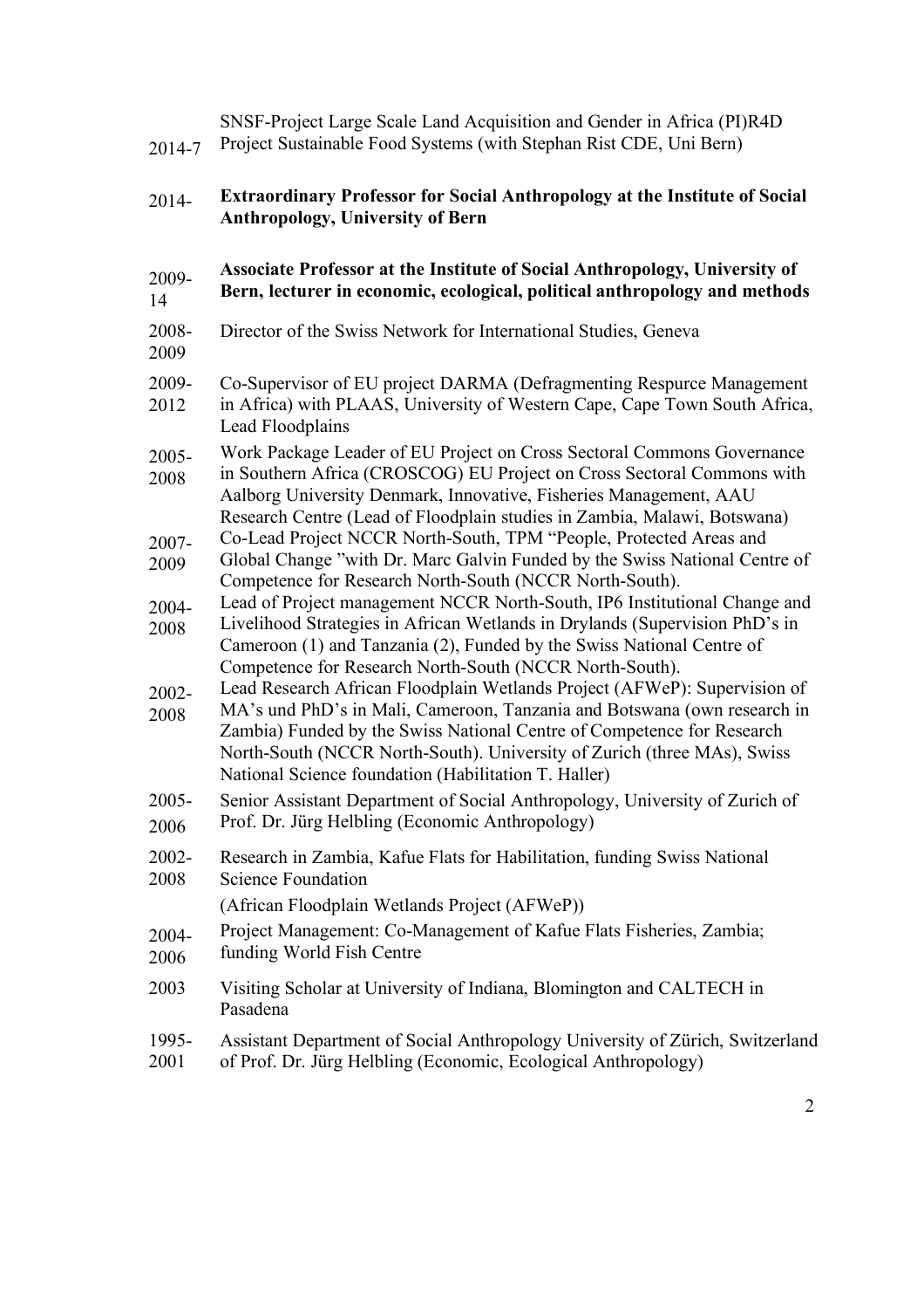| | |
|---|---|
| 2014-7 | SNSF-Project Large Scale Land Acquisition and Gender in Africa (PI)R4D Project Sustainable Food Systems (with Stephan Rist CDE, Uni Bern) |
| 2014- | **Extraordinary Professor for Social Anthropology at the Institute of Social Anthropology, University of Bern** |
| 2009-14 | **Associate Professor at the Institute of Social Anthropology, University of Bern, lecturer in economic, ecological, political anthropology and methods** |
| 2008-2009 | Director of the Swiss Network for International Studies, Geneva |
| 2009-2012 | Co-Supervisor of EU project DARMA (Defragmenting Respurce Management in Africa) with PLAAS, University of Western Cape, Cape Town South Africa, Lead Floodplains |
| 2005-2008 | Work Package Leader of EU Project on Cross Sectoral Commons Governance in Southern Africa (CROSCOG) EU Project on Cross Sectoral Commons with Aalborg University Denmark, Innovative, Fisheries Management, AAU Research Centre (Lead of Floodplain studies in Zambia, Malawi, Botswana) |
| 2007-2009 | Co-Lead Project NCCR North-South, TPM "People, Protected Areas and Global Change "with Dr. Marc Galvin Funded by the Swiss National Centre of Competence for Research North-South (NCCR North-South). |
| 2004-2008 | Lead of Project management NCCR North-South, IP6 Institutional Change and Livelihood Strategies in African Wetlands in Drylands (Supervision PhD's in Cameroon (1) and Tanzania (2), Funded by the Swiss National Centre of Competence for Research North-South (NCCR North-South). |
| 2002-2008 | Lead Research African Floodplain Wetlands Project (AFWeP): Supervision of MA's und PhD's in Mali, Cameroon, Tanzania and Botswana (own research in Zambia) Funded by the Swiss National Centre of Competence for Research North-South (NCCR North-South). University of Zurich (three MAs), Swiss National Science foundation (Habilitation T. Haller) |
| 2005-2006 | Senior Assistant Department of Social Anthropology, University of Zurich of Prof. Dr. Jürg Helbling (Economic Anthropology) |
| 2002-2008 | Research in Zambia, Kafue Flats for Habilitation, funding Swiss National Science Foundation (African Floodplain Wetlands Project (AFWeP)) |
| 2004-2006 | Project Management: Co-Management of Kafue Flats Fisheries, Zambia; funding World Fish Centre |
| 2003 | Visiting Scholar at University of Indiana, Blomington and CALTECH in Pasadena |
| 1995-2001 | Assistant Department of Social Anthropology University of Zürich, Switzerland of Prof. Dr. Jürg Helbling (Economic, Ecological Anthropology) |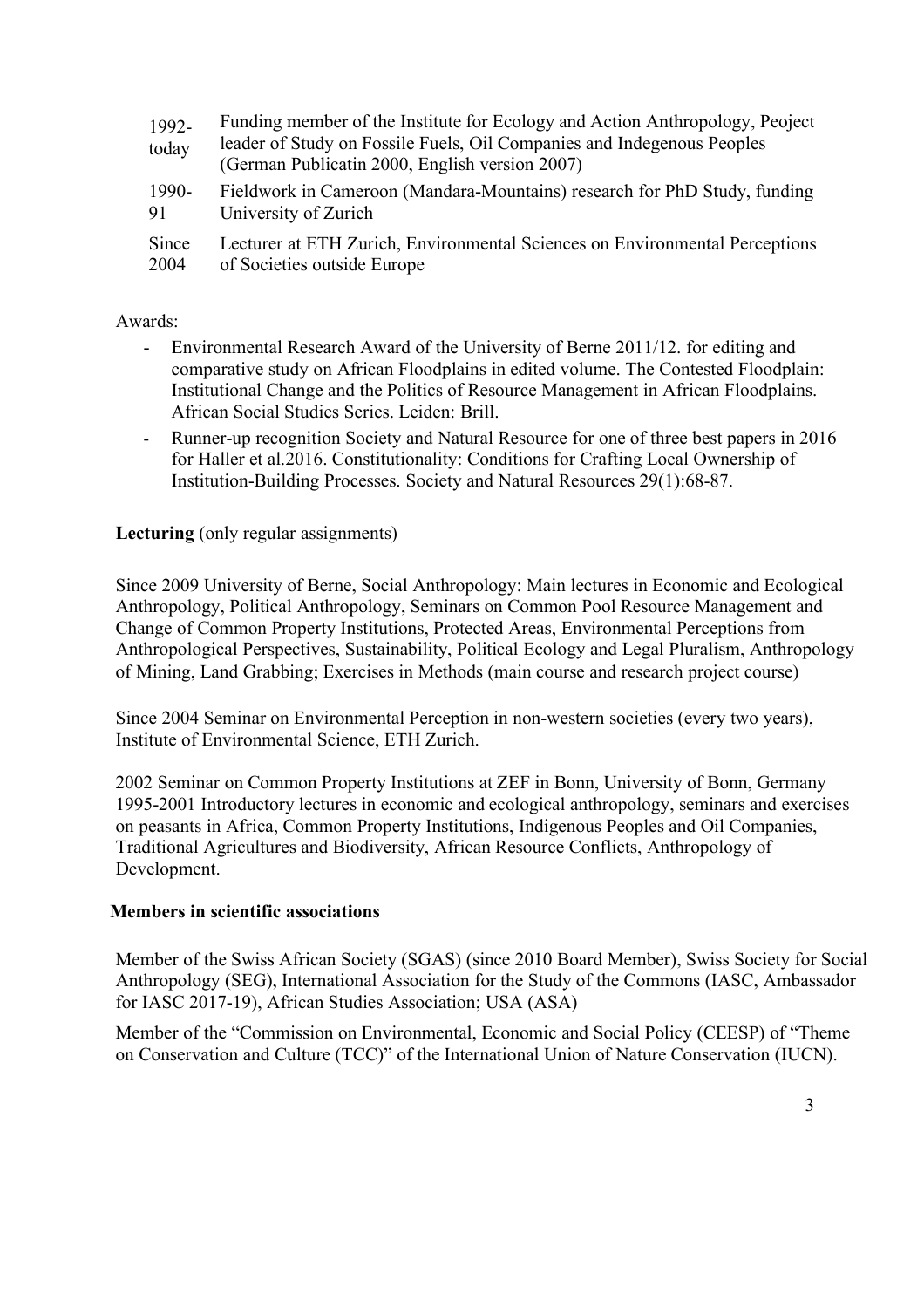| | |
|---|---|
| 1992-today | Funding member of the Institute for Ecology and Action Anthropology, Peoject leader of Study on Fossile Fuels, Oil Companies and Indegenous Peoples (German Publicatin 2000, English version 2007) |
| 1990-91 | Fieldwork in Cameroon (Mandara-Mountains) research for PhD Study, funding University of Zurich |
| Since 2004 | Lecturer at ETH Zurich, Environmental Sciences on Environmental Perceptions of Societies outside Europe |

Awards:

- Environmental Research Award of the University of Berne 2011/12. for editing and comparative study on African Floodplains in edited volume. The Contested Floodplain: Institutional Change and the Politics of Resource Management in African Floodplains. African Social Studies Series. Leiden: Brill.
- Runner-up recognition Society and Natural Resource for one of three best papers in 2016 for Haller et al.2016. Constitutionality: Conditions for Crafting Local Ownership of Institution-Building Processes. Society and Natural Resources 29(1):68-87.

**Lecturing** (only regular assignments)

Since 2009 University of Berne, Social Anthropology: Main lectures in Economic and Ecological Anthropology, Political Anthropology, Seminars on Common Pool Resource Management and Change of Common Property Institutions, Protected Areas, Environmental Perceptions from Anthropological Perspectives, Sustainability, Political Ecology and Legal Pluralism, Anthropology of Mining, Land Grabbing; Exercises in Methods (main course and research project course)

Since 2004 Seminar on Environmental Perception in non-western societies (every two years), Institute of Environmental Science, ETH Zurich.

2002 Seminar on Common Property Institutions at ZEF in Bonn, University of Bonn, Germany
1995-2001 Introductory lectures in economic and ecological anthropology, seminars and exercises on peasants in Africa, Common Property Institutions, Indigenous Peoples and Oil Companies, Traditional Agricultures and Biodiversity, African Resource Conflicts, Anthropology of Development.

**Members in scientific associations**

Member of the Swiss African Society (SGAS) (since 2010 Board Member), Swiss Society for Social Anthropology (SEG), International Association for the Study of the Commons (IASC, Ambassador for IASC 2017-19), African Studies Association; USA (ASA)

Member of the "Commission on Environmental, Economic and Social Policy (CEESP) of "Theme on Conservation and Culture (TCC)" of the International Union of Nature Conservation (IUCN).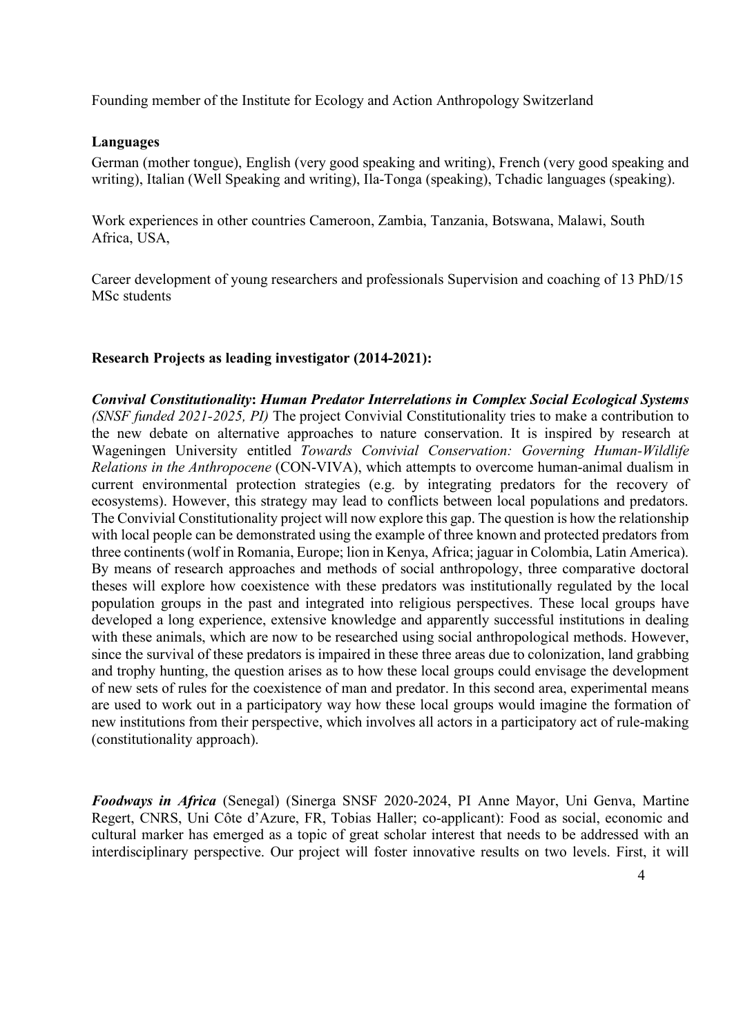Founding member of the Institute for Ecology and Action Anthropology Switzerland

**Languages**

German (mother tongue), English (very good speaking and writing), French (very good speaking and writing), Italian (Well Speaking and writing), Ila-Tonga (speaking), Tchadic languages (speaking).

Work experiences in other countries Cameroon, Zambia, Tanzania, Botswana, Malawi, South Africa, USA,

Career development of young researchers and professionals Supervision and coaching of 13 PhD/15 MSc students

**Research Projects as leading investigator (2014-2021):**

***Convival Constitutionality*: *Human Predator Interrelations in Complex Social Ecological Systems*** *(SNSF funded 2021-2025, PI)* The project Convivial Constitutionality tries to make a contribution to the new debate on alternative approaches to nature conservation. It is inspired by research at Wageningen University entitled *Towards Convivial Conservation: Governing Human-Wildlife Relations in the Anthropocene* (CON-VIVA), which attempts to overcome human-animal dualism in current environmental protection strategies (e.g. by integrating predators for the recovery of ecosystems). However, this strategy may lead to conflicts between local populations and predators. The Convivial Constitutionality project will now explore this gap. The question is how the relationship with local people can be demonstrated using the example of three known and protected predators from three continents (wolf in Romania, Europe; lion in Kenya, Africa; jaguar in Colombia, Latin America). By means of research approaches and methods of social anthropology, three comparative doctoral theses will explore how coexistence with these predators was institutionally regulated by the local population groups in the past and integrated into religious perspectives. These local groups have developed a long experience, extensive knowledge and apparently successful institutions in dealing with these animals, which are now to be researched using social anthropological methods. However, since the survival of these predators is impaired in these three areas due to colonization, land grabbing and trophy hunting, the question arises as to how these local groups could envisage the development of new sets of rules for the coexistence of man and predator. In this second area, experimental means are used to work out in a participatory way how these local groups would imagine the formation of new institutions from their perspective, which involves all actors in a participatory act of rule-making (constitutionality approach).

***Foodways in Africa*** (Senegal) (Sinerga SNSF 2020-2024, PI Anne Mayor, Uni Genva, Martine Regert, CNRS, Uni Côte d'Azure, FR, Tobias Haller; co-applicant): Food as social, economic and cultural marker has emerged as a topic of great scholar interest that needs to be addressed with an interdisciplinary perspective. Our project will foster innovative results on two levels. First, it will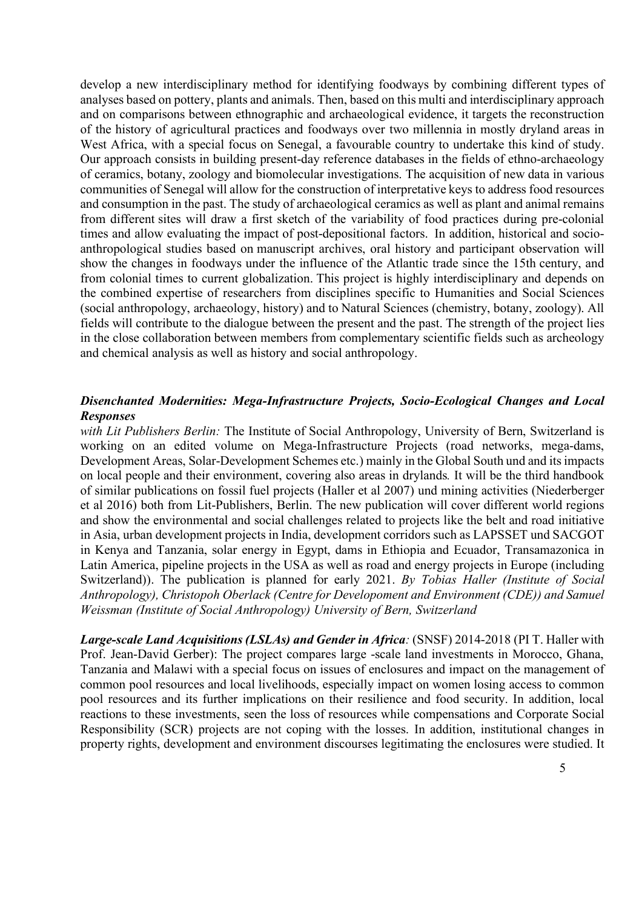develop a new interdisciplinary method for identifying foodways by combining different types of analyses based on pottery, plants and animals. Then, based on this multi and interdisciplinary approach and on comparisons between ethnographic and archaeological evidence, it targets the reconstruction of the history of agricultural practices and foodways over two millennia in mostly dryland areas in West Africa, with a special focus on Senegal, a favourable country to undertake this kind of study. Our approach consists in building present-day reference databases in the fields of ethno-archaeology of ceramics, botany, zoology and biomolecular investigations. The acquisition of new data in various communities of Senegal will allow for the construction of interpretative keys to address food resources and consumption in the past. The study of archaeological ceramics as well as plant and animal remains from different sites will draw a first sketch of the variability of food practices during pre-colonial times and allow evaluating the impact of post-depositional factors. In addition, historical and socio-anthropological studies based on manuscript archives, oral history and participant observation will show the changes in foodways under the influence of the Atlantic trade since the 15th century, and from colonial times to current globalization. This project is highly interdisciplinary and depends on the combined expertise of researchers from disciplines specific to Humanities and Social Sciences (social anthropology, archaeology, history) and to Natural Sciences (chemistry, botany, zoology). All fields will contribute to the dialogue between the present and the past. The strength of the project lies in the close collaboration between members from complementary scientific fields such as archeology and chemical analysis as well as history and social anthropology.

***Disenchanted Modernities: Mega-Infrastructure Projects, Socio-Ecological Changes and Local Responses***

*with Lit Publishers Berlin:* The Institute of Social Anthropology, University of Bern, Switzerland is working on an edited volume on Mega-Infrastructure Projects (road networks, mega-dams, Development Areas, Solar-Development Schemes etc.) mainly in the Global South und and its impacts on local people and their environment, covering also areas in drylands*.* It will be the third handbook of similar publications on fossil fuel projects (Haller et al 2007) und mining activities (Niederberger et al 2016) both from Lit-Publishers, Berlin. The new publication will cover different world regions and show the environmental and social challenges related to projects like the belt and road initiative in Asia, urban development projects in India, development corridors such as LAPSSET und SACGOT in Kenya and Tanzania, solar energy in Egypt, dams in Ethiopia and Ecuador, Transamazonica in Latin America, pipeline projects in the USA as well as road and energy projects in Europe (including Switzerland)). The publication is planned for early 2021. *By Tobias Haller (Institute of Social Anthropology), Christopoh Oberlack (Centre for Developoment and Environment (CDE)) and Samuel Weissman (Institute of Social Anthropology) University of Bern, Switzerland*

***Large-scale Land Acquisitions (LSLAs) and Gender in Africa****:* (SNSF) 2014-2018 (PI T. Haller with Prof. Jean-David Gerber): The project compares large -scale land investments in Morocco, Ghana, Tanzania and Malawi with a special focus on issues of enclosures and impact on the management of common pool resources and local livelihoods, especially impact on women losing access to common pool resources and its further implications on their resilience and food security. In addition, local reactions to these investments, seen the loss of resources while compensations and Corporate Social Responsibility (SCR) projects are not coping with the losses. In addition, institutional changes in property rights, development and environment discourses legitimating the enclosures were studied. It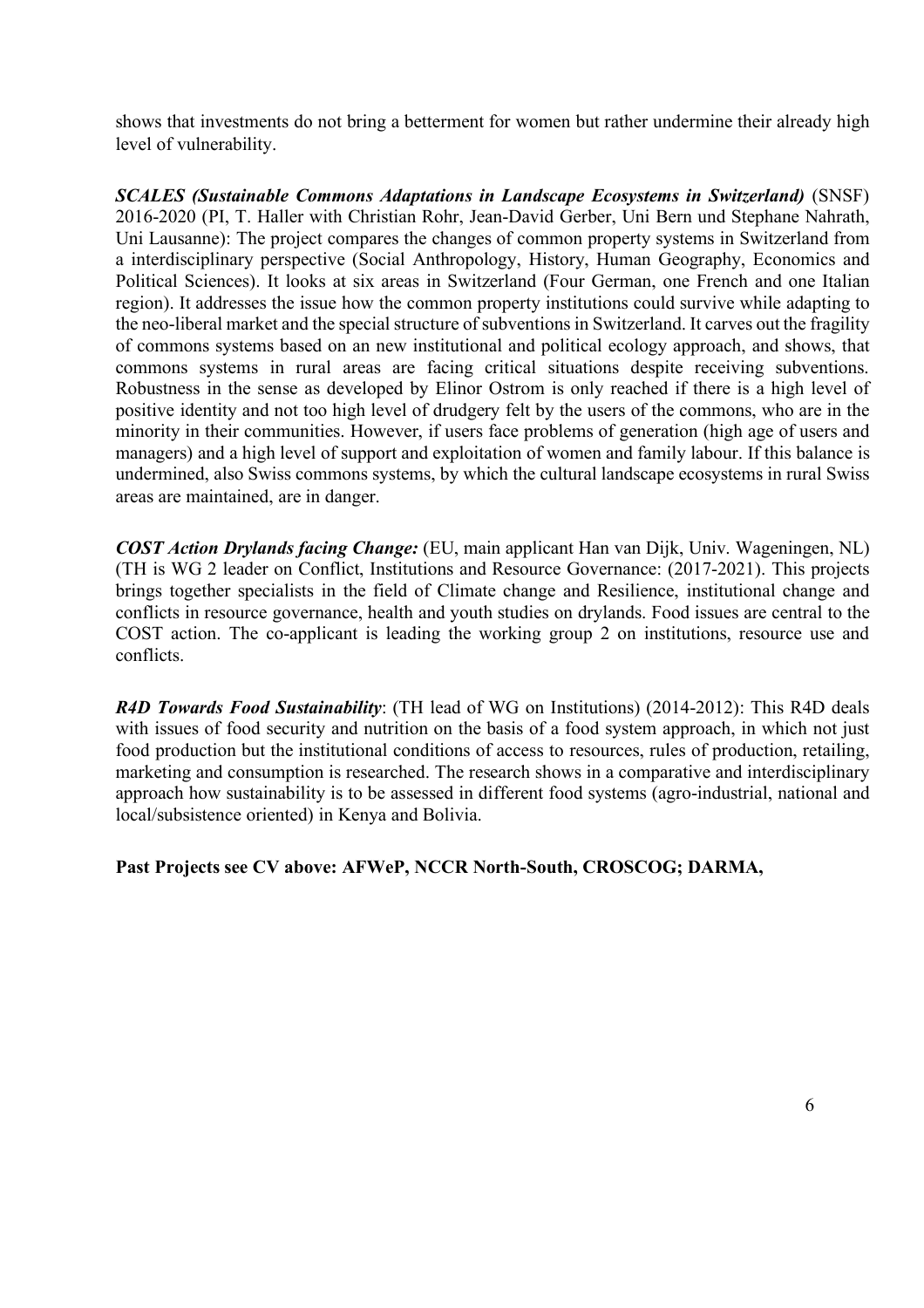shows that investments do not bring a betterment for women but rather undermine their already high level of vulnerability.

***SCALES (Sustainable Commons Adaptations in Landscape Ecosystems in Switzerland)*** (SNSF) 2016-2020 (PI, T. Haller with Christian Rohr, Jean-David Gerber, Uni Bern und Stephane Nahrath, Uni Lausanne): The project compares the changes of common property systems in Switzerland from a interdisciplinary perspective (Social Anthropology, History, Human Geography, Economics and Political Sciences). It looks at six areas in Switzerland (Four German, one French and one Italian region). It addresses the issue how the common property institutions could survive while adapting to the neo-liberal market and the special structure of subventions in Switzerland. It carves out the fragility of commons systems based on an new institutional and political ecology approach, and shows, that commons systems in rural areas are facing critical situations despite receiving subventions. Robustness in the sense as developed by Elinor Ostrom is only reached if there is a high level of positive identity and not too high level of drudgery felt by the users of the commons, who are in the minority in their communities. However, if users face problems of generation (high age of users and managers) and a high level of support and exploitation of women and family labour. If this balance is undermined, also Swiss commons systems, by which the cultural landscape ecosystems in rural Swiss areas are maintained, are in danger.

***COST Action Drylands facing Change:*** (EU, main applicant Han van Dijk, Univ. Wageningen, NL) (TH is WG 2 leader on Conflict, Institutions and Resource Governance: (2017-2021). This projects brings together specialists in the field of Climate change and Resilience, institutional change and conflicts in resource governance, health and youth studies on drylands. Food issues are central to the COST action. The co-applicant is leading the working group 2 on institutions, resource use and conflicts.

***R4D Towards Food Sustainability***: (TH lead of WG on Institutions) (2014-2012): This R4D deals with issues of food security and nutrition on the basis of a food system approach, in which not just food production but the institutional conditions of access to resources, rules of production, retailing, marketing and consumption is researched. The research shows in a comparative and interdisciplinary approach how sustainability is to be assessed in different food systems (agro-industrial, national and local/subsistence oriented) in Kenya and Bolivia.

**Past Projects see CV above: AFWeP, NCCR North-South, CROSCOG; DARMA,**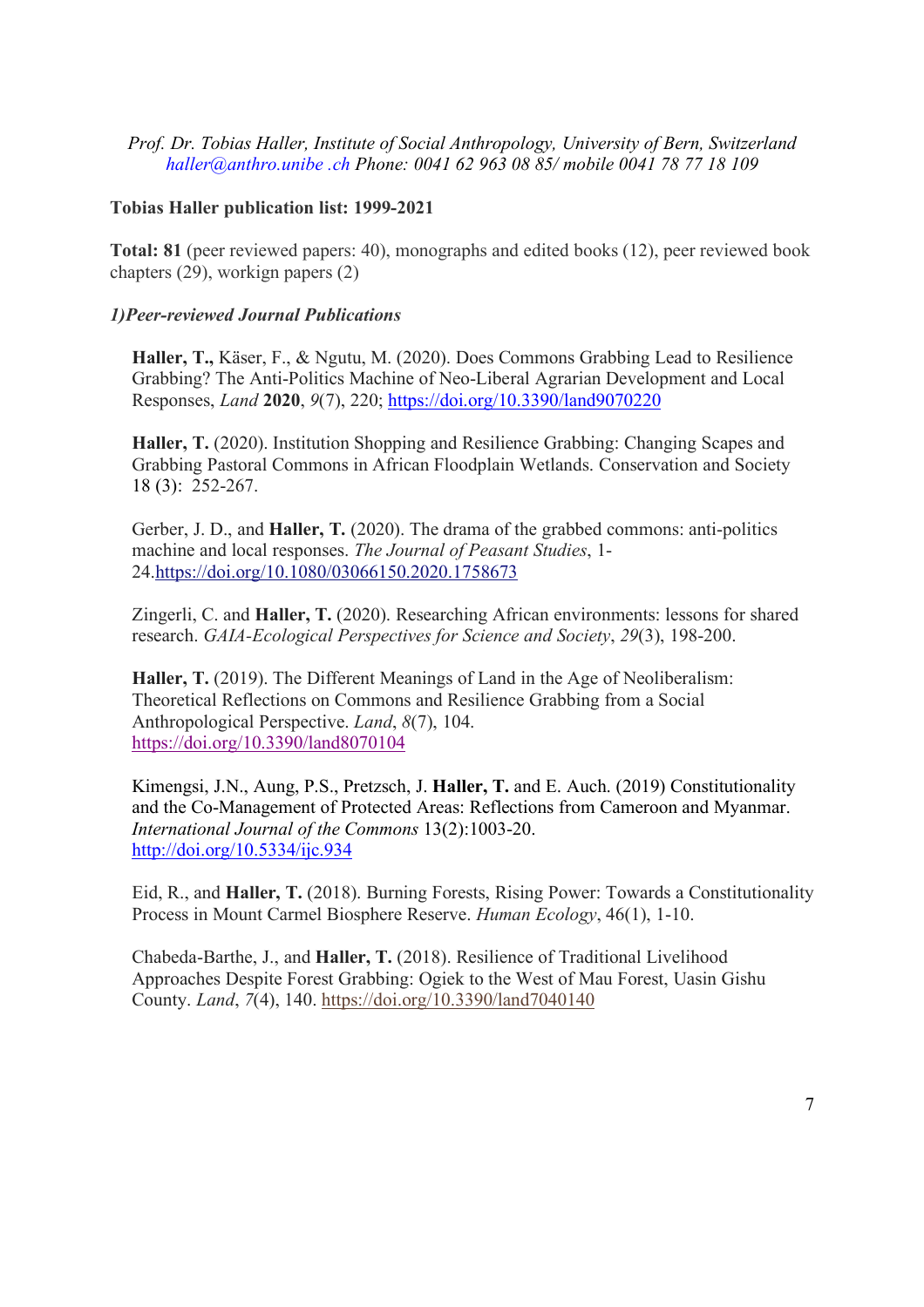*Prof. Dr. Tobias Haller, Institute of Social Anthropology, University of Bern, Switzerland*
*haller@anthro.unibe .ch Phone: 0041 62 963 08 85/ mobile 0041 78 77 18 109*

**Tobias Haller publication list: 1999-2021**

**Total: 81** (peer reviewed papers: 40), monographs and edited books (12), peer reviewed book chapters (29), workign papers (2)

### *1)Peer-reviewed Journal Publications*

**Haller, T.,** Käser, F., & Ngutu, M. (2020). Does Commons Grabbing Lead to Resilience Grabbing? The Anti-Politics Machine of Neo-Liberal Agrarian Development and Local Responses, *Land* **2020**, *9*(7), 220; https://doi.org/10.3390/land9070220

**Haller, T.** (2020). Institution Shopping and Resilience Grabbing: Changing Scapes and Grabbing Pastoral Commons in African Floodplain Wetlands. Conservation and Society 18 (3): 252-267.

Gerber, J. D., and **Haller, T.** (2020). The drama of the grabbed commons: anti-politics machine and local responses. *The Journal of Peasant Studies*, 1-24.https://doi.org/10.1080/03066150.2020.1758673

Zingerli, C. and **Haller, T.** (2020). Researching African environments: lessons for shared research. *GAIA-Ecological Perspectives for Science and Society*, *29*(3), 198-200.

**Haller, T.** (2019). The Different Meanings of Land in the Age of Neoliberalism: Theoretical Reflections on Commons and Resilience Grabbing from a Social Anthropological Perspective. *Land*, *8*(7), 104. https://doi.org/10.3390/land8070104

Kimengsi, J.N., Aung, P.S., Pretzsch, J. **Haller, T.** and E. Auch. (2019) Constitutionality and the Co-Management of Protected Areas: Reflections from Cameroon and Myanmar. *International Journal of the Commons* 13(2):1003-20. http://doi.org/10.5334/ijc.934

Eid, R., and **Haller, T.** (2018). Burning Forests, Rising Power: Towards a Constitutionality Process in Mount Carmel Biosphere Reserve. *Human Ecology*, 46(1), 1-10.

Chabeda-Barthe, J., and **Haller, T.** (2018). Resilience of Traditional Livelihood Approaches Despite Forest Grabbing: Ogiek to the West of Mau Forest, Uasin Gishu County. *Land*, *7*(4), 140. https://doi.org/10.3390/land7040140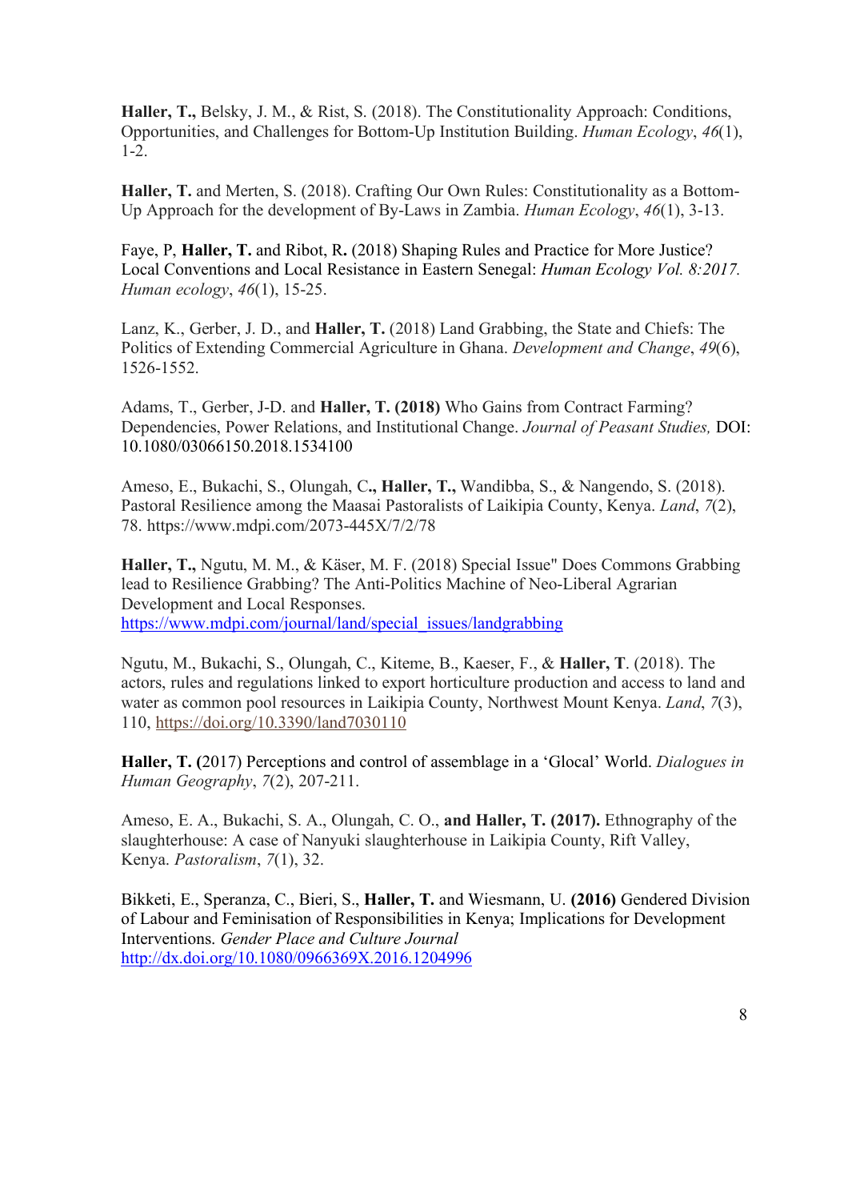**Haller, T.,** Belsky, J. M., & Rist, S. (2018). The Constitutionality Approach: Conditions, Opportunities, and Challenges for Bottom-Up Institution Building. *Human Ecology*, *46*(1), 1-2.

**Haller, T.** and Merten, S. (2018). Crafting Our Own Rules: Constitutionality as a Bottom-Up Approach for the development of By-Laws in Zambia. *Human Ecology*, *46*(1), 3-13.

Faye, P, **Haller, T.** and Ribot, R**.** (2018) Shaping Rules and Practice for More Justice? Local Conventions and Local Resistance in Eastern Senegal: *Human Ecology Vol. 8:2017. Human ecology*, *46*(1), 15-25.

Lanz, K., Gerber, J. D., and **Haller, T.** (2018) Land Grabbing, the State and Chiefs: The Politics of Extending Commercial Agriculture in Ghana. *Development and Change*, *49*(6), 1526-1552.

Adams, T., Gerber, J-D. and **Haller, T. (2018)** Who Gains from Contract Farming? Dependencies, Power Relations, and Institutional Change. *Journal of Peasant Studies,* DOI: 10.1080/03066150.2018.1534100

Ameso, E., Bukachi, S., Olungah, C**., Haller, T.,** Wandibba, S., & Nangendo, S. (2018). Pastoral Resilience among the Maasai Pastoralists of Laikipia County, Kenya. *Land*, *7*(2), 78. https://www.mdpi.com/2073-445X/7/2/78

**Haller, T.,** Ngutu, M. M., & Käser, M. F. (2018) Special Issue" Does Commons Grabbing lead to Resilience Grabbing? The Anti-Politics Machine of Neo-Liberal Agrarian Development and Local Responses.
https://www.mdpi.com/journal/land/special_issues/landgrabbing

Ngutu, M., Bukachi, S., Olungah, C., Kiteme, B., Kaeser, F., & **Haller, T**. (2018). The actors, rules and regulations linked to export horticulture production and access to land and water as common pool resources in Laikipia County, Northwest Mount Kenya. *Land*, *7*(3), 110, https://doi.org/10.3390/land7030110

**Haller, T. (**2017) Perceptions and control of assemblage in a 'Glocal' World. *Dialogues in Human Geography*, *7*(2), 207-211.

Ameso, E. A., Bukachi, S. A., Olungah, C. O., **and Haller, T. (2017).** Ethnography of the slaughterhouse: A case of Nanyuki slaughterhouse in Laikipia County, Rift Valley, Kenya. *Pastoralism*, *7*(1), 32.

Bikketi, E., Speranza, C., Bieri, S., **Haller, T.** and Wiesmann, U. **(2016)** Gendered Division of Labour and Feminisation of Responsibilities in Kenya; Implications for Development Interventions. *Gender Place and Culture Journal*
http://dx.doi.org/10.1080/0966369X.2016.1204996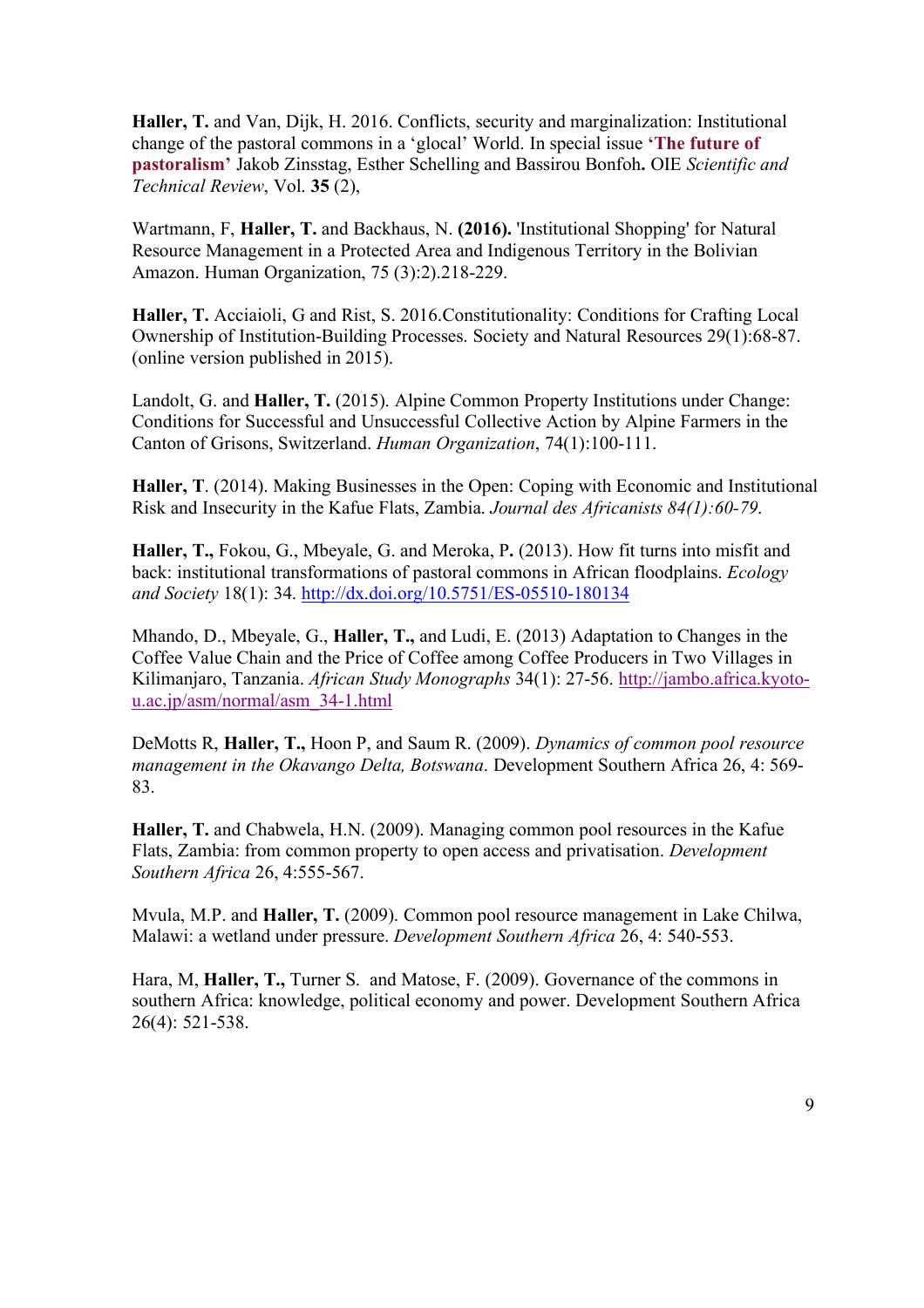**Haller, T.** and Van, Dijk, H. 2016. Conflicts, security and marginalization: Institutional change of the pastoral commons in a 'glocal' World. In special issue **'The future of pastoralism'** Jakob Zinsstag, Esther Schelling and Bassirou Bonfoh**.** OIE *Scientific and Technical Review*, Vol. **35** (2),

Wartmann, F, **Haller, T.** and Backhaus, N. **(2016).** 'Institutional Shopping' for Natural Resource Management in a Protected Area and Indigenous Territory in the Bolivian Amazon. Human Organization, 75 (3):2).218-229.

**Haller, T.** Acciaioli, G and Rist, S. 2016.Constitutionality: Conditions for Crafting Local Ownership of Institution-Building Processes. Society and Natural Resources 29(1):68-87. (online version published in 2015).

Landolt, G. and **Haller, T.** (2015). Alpine Common Property Institutions under Change: Conditions for Successful and Unsuccessful Collective Action by Alpine Farmers in the Canton of Grisons, Switzerland. *Human Organization*, 74(1):100-111.

**Haller, T**. (2014). Making Businesses in the Open: Coping with Economic and Institutional Risk and Insecurity in the Kafue Flats, Zambia. *Journal des Africanists 84(1):60-79.*

**Haller, T.,** Fokou, G., Mbeyale, G. and Meroka, P**.** (2013). How fit turns into misfit and back: institutional transformations of pastoral commons in African floodplains. *Ecology and Society* 18(1): 34. http://dx.doi.org/10.5751/ES-05510-180134

Mhando, D., Mbeyale, G., **Haller, T.,** and Ludi, E. (2013) Adaptation to Changes in the Coffee Value Chain and the Price of Coffee among Coffee Producers in Two Villages in Kilimanjaro, Tanzania. *African Study Monographs* 34(1): 27-56. http://jambo.africa.kyoto-u.ac.jp/asm/normal/asm_34-1.html

DeMotts R, **Haller, T.,** Hoon P, and Saum R. (2009). *Dynamics of common pool resource management in the Okavango Delta, Botswana*. Development Southern Africa 26, 4: 569-83.

**Haller, T.** and Chabwela, H.N. (2009). Managing common pool resources in the Kafue Flats, Zambia: from common property to open access and privatisation. *Development Southern Africa* 26, 4:555-567.

Mvula, M.P. and **Haller, T.** (2009). Common pool resource management in Lake Chilwa, Malawi: a wetland under pressure. *Development Southern Africa* 26, 4: 540-553.

Hara, M, **Haller, T.,** Turner S. and Matose, F. (2009). Governance of the commons in southern Africa: knowledge, political economy and power. Development Southern Africa 26(4): 521-538.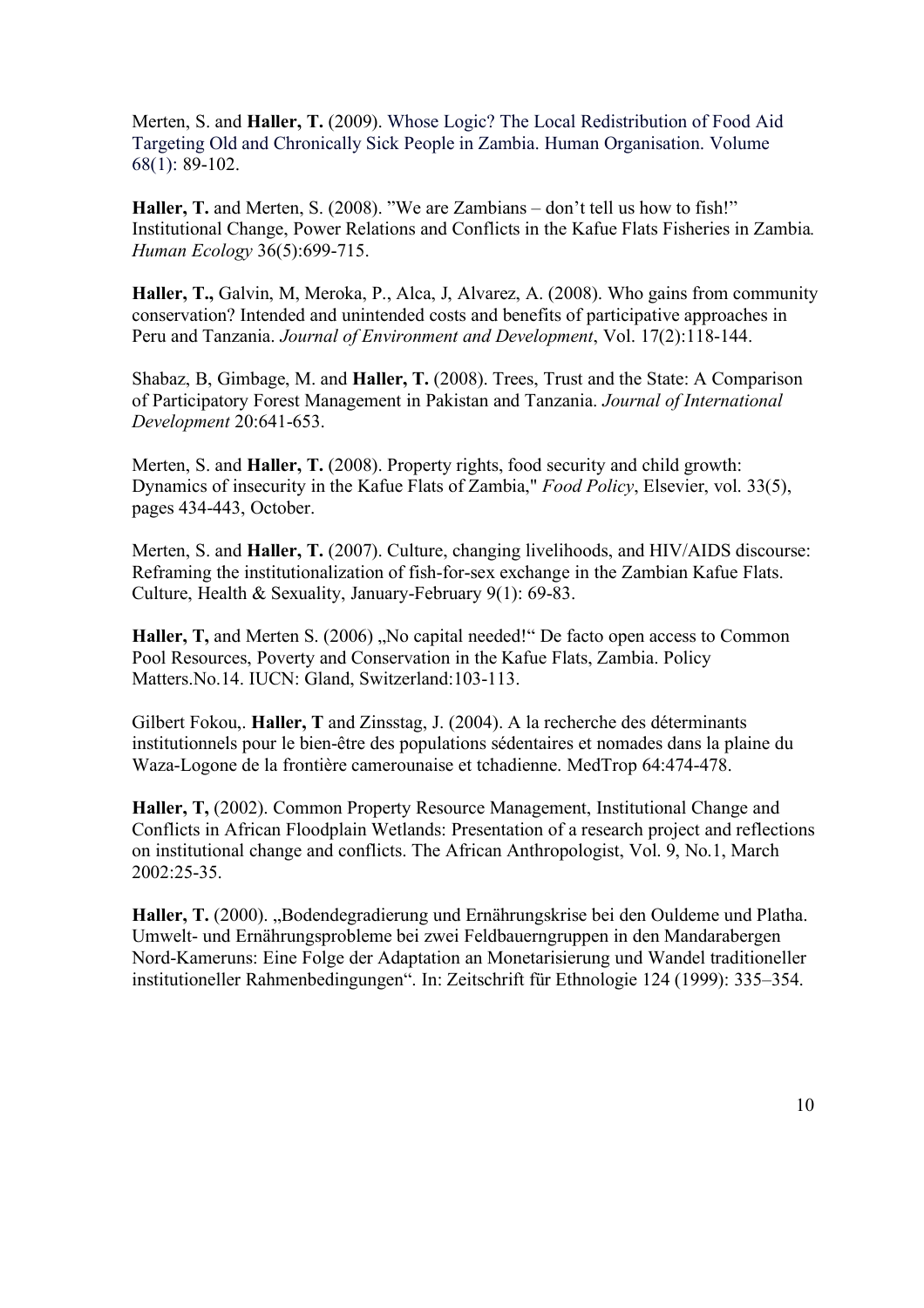Merten, S. and **Haller, T.** (2009). Whose Logic? The Local Redistribution of Food Aid Targeting Old and Chronically Sick People in Zambia. Human Organisation. Volume 68(1): 89-102.

**Haller, T.** and Merten, S. (2008). "We are Zambians – don't tell us how to fish!" Institutional Change, Power Relations and Conflicts in the Kafue Flats Fisheries in Zambia. *Human Ecology* 36(5):699-715.

**Haller, T.,** Galvin, M, Meroka, P., Alca, J, Alvarez, A. (2008). Who gains from community conservation? Intended and unintended costs and benefits of participative approaches in Peru and Tanzania. *Journal of Environment and Development*, Vol. 17(2):118-144.

Shabaz, B, Gimbage, M. and **Haller, T.** (2008). Trees, Trust and the State: A Comparison of Participatory Forest Management in Pakistan and Tanzania. *Journal of International Development* 20:641-653.

Merten, S. and **Haller, T.** (2008). Property rights, food security and child growth: Dynamics of insecurity in the Kafue Flats of Zambia," *Food Policy*, Elsevier, vol. 33(5), pages 434-443, October.

Merten, S. and **Haller, T.** (2007). Culture, changing livelihoods, and HIV/AIDS discourse: Reframing the institutionalization of fish-for-sex exchange in the Zambian Kafue Flats. Culture, Health & Sexuality, January-February 9(1): 69-83.

**Haller, T,** and Merten S. (2006) „No capital needed!" De facto open access to Common Pool Resources, Poverty and Conservation in the Kafue Flats, Zambia. Policy Matters.No.14. IUCN: Gland, Switzerland:103-113.

Gilbert Fokou,. **Haller, T** and Zinsstag, J. (2004). A la recherche des déterminants institutionnels pour le bien-être des populations sédentaires et nomades dans la plaine du Waza-Logone de la frontière camerounaise et tchadienne. MedTrop 64:474-478.

**Haller, T,** (2002). Common Property Resource Management, Institutional Change and Conflicts in African Floodplain Wetlands: Presentation of a research project and reflections on institutional change and conflicts. The African Anthropologist, Vol. 9, No.1, March 2002:25-35.

**Haller, T.** (2000). „Bodendegradierung und Ernährungskrise bei den Ouldeme und Platha. Umwelt- und Ernährungsprobleme bei zwei Feldbauerngruppen in den Mandarabergen Nord-Kameruns: Eine Folge der Adaptation an Monetarisierung und Wandel traditioneller institutioneller Rahmenbedingungen". In: Zeitschrift für Ethnologie 124 (1999): 335–354.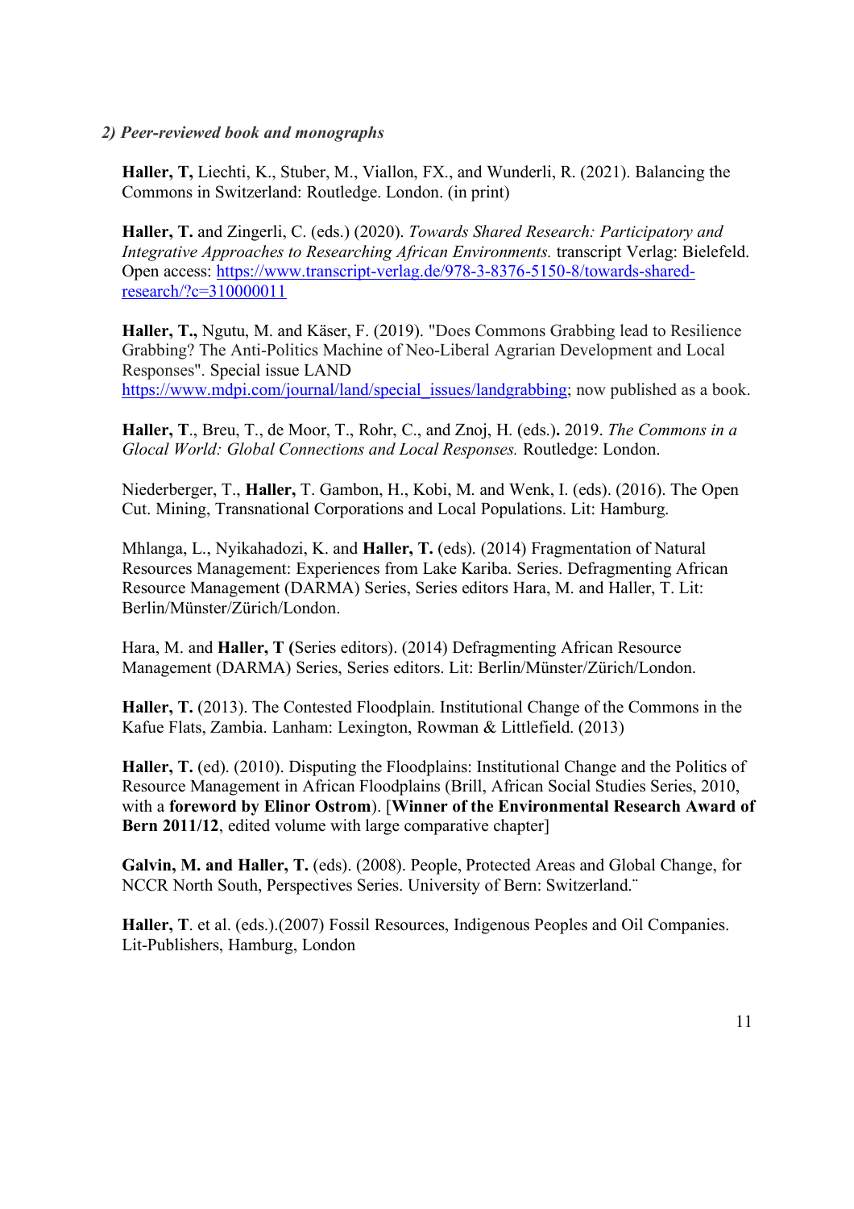*2) Peer-reviewed book and monographs*

**Haller, T,** Liechti, K., Stuber, M., Viallon, FX., and Wunderli, R. (2021). Balancing the Commons in Switzerland: Routledge. London. (in print)

**Haller, T.** and Zingerli, C. (eds.) (2020). *Towards Shared Research: Participatory and Integrative Approaches to Researching African Environments.* transcript Verlag: Bielefeld. Open access: [https://www.transcript-verlag.de/978-3-8376-5150-8/towards-shared-research/?c=310000011](https://www.transcript-verlag.de/978-3-8376-5150-8/towards-shared-research/?c=310000011)

**Haller, T.,** Ngutu, M. and Käser, F. (2019). "Does Commons Grabbing lead to Resilience Grabbing? The Anti-Politics Machine of Neo-Liberal Agrarian Development and Local Responses". Special issue LAND [https://www.mdpi.com/journal/land/special_issues/landgrabbing](https://www.mdpi.com/journal/land/special_issues/landgrabbing); now published as a book.

**Haller, T**., Breu, T., de Moor, T., Rohr, C., and Znoj, H. (eds.**)**. 2019. *The Commons in a Glocal World: Global Connections and Local Responses.* Routledge: London.

Niederberger, T., **Haller,** T. Gambon, H., Kobi, M. and Wenk, I. (eds). (2016). The Open Cut. Mining, Transnational Corporations and Local Populations. Lit: Hamburg.

Mhlanga, L., Nyikahadozi, K. and **Haller, T.** (eds). (2014) Fragmentation of Natural Resources Management: Experiences from Lake Kariba. Series. Defragmenting African Resource Management (DARMA) Series, Series editors Hara, M. and Haller, T. Lit: Berlin/Münster/Zürich/London.

Hara, M. and **Haller, T (**Series editors). (2014) Defragmenting African Resource Management (DARMA) Series, Series editors. Lit: Berlin/Münster/Zürich/London.

**Haller, T.** (2013). The Contested Floodplain. Institutional Change of the Commons in the Kafue Flats, Zambia. Lanham: Lexington, Rowman & Littlefield. (2013)

**Haller, T.** (ed). (2010). Disputing the Floodplains: Institutional Change and the Politics of Resource Management in African Floodplains (Brill, African Social Studies Series, 2010, with a **foreword by Elinor Ostrom**). [**Winner of the Environmental Research Award of Bern 2011/12**, edited volume with large comparative chapter]

**Galvin, M. and Haller, T.** (eds). (2008). People, Protected Areas and Global Change, for NCCR North South, Perspectives Series. University of Bern: Switzerland.¨

**Haller, T**. et al. (eds.).(2007) Fossil Resources, Indigenous Peoples and Oil Companies. Lit-Publishers, Hamburg, London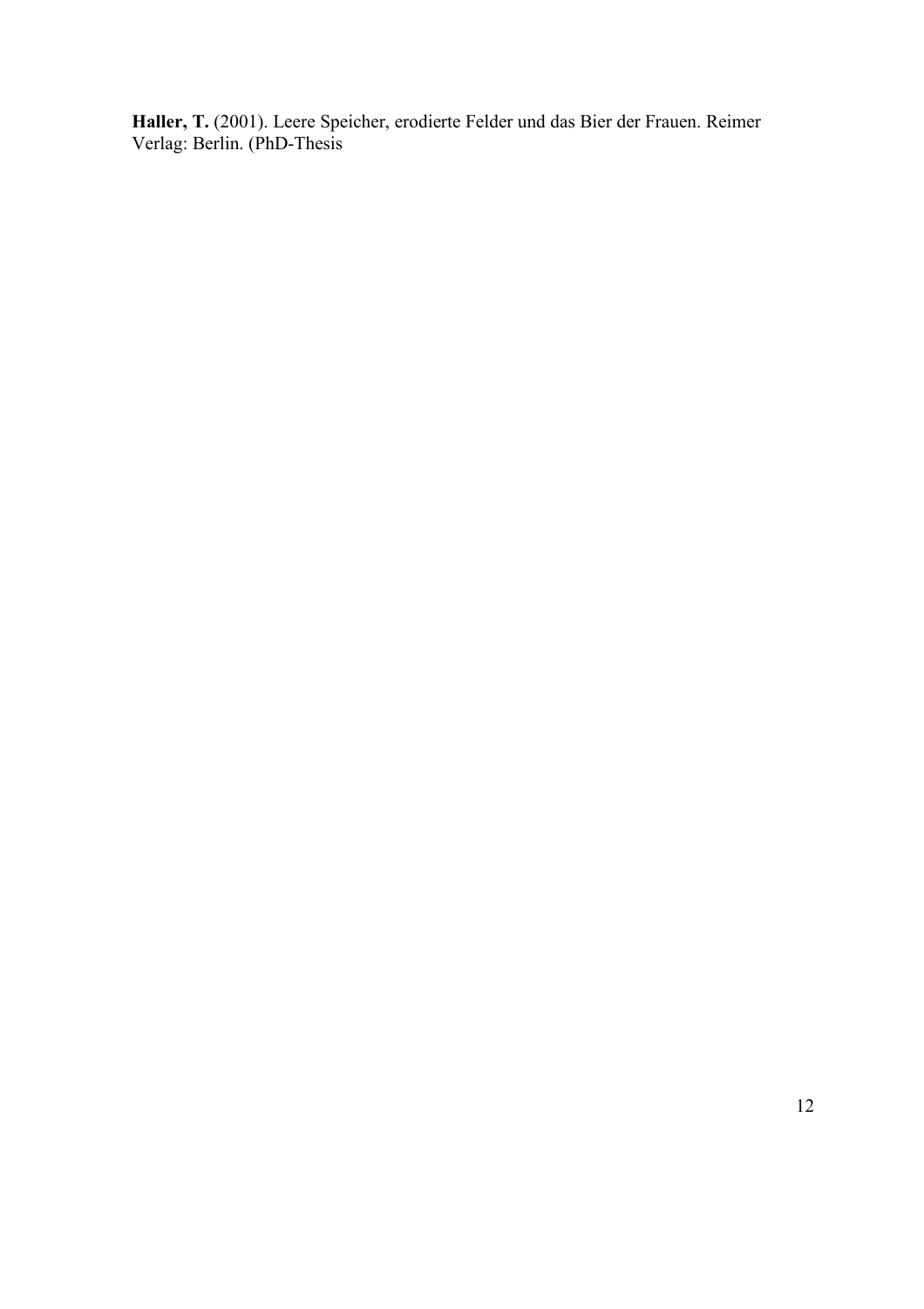**Haller, T.** (2001). Leere Speicher, erodierte Felder und das Bier der Frauen. Reimer Verlag: Berlin. (PhD-Thesis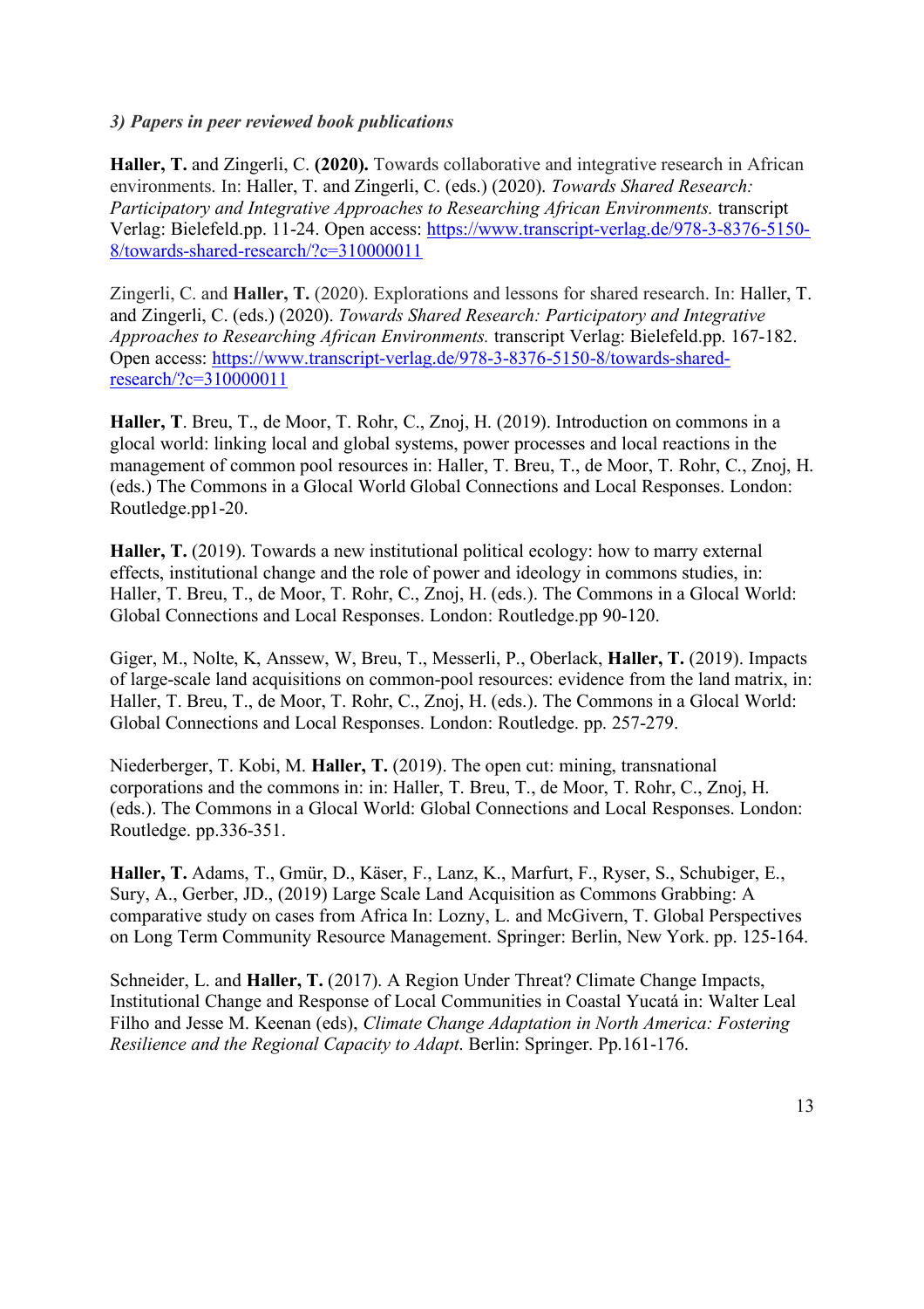### *3) Papers in peer reviewed book publications*

**Haller, T.** and Zingerli, C. **(2020).** Towards collaborative and integrative research in African environments. In: Haller, T. and Zingerli, C. (eds.) (2020). *Towards Shared Research: Participatory and Integrative Approaches to Researching African Environments.* transcript Verlag: Bielefeld.pp. 11-24. Open access: https://www.transcript-verlag.de/978-3-8376-5150-8/towards-shared-research/?c=310000011

Zingerli, C. and **Haller, T.** (2020). Explorations and lessons for shared research. In: Haller, T. and Zingerli, C. (eds.) (2020). *Towards Shared Research: Participatory and Integrative Approaches to Researching African Environments.* transcript Verlag: Bielefeld.pp. 167-182. Open access: https://www.transcript-verlag.de/978-3-8376-5150-8/towards-shared-research/?c=310000011

**Haller, T**. Breu, T., de Moor, T. Rohr, C., Znoj, H. (2019). Introduction on commons in a glocal world: linking local and global systems, power processes and local reactions in the management of common pool resources in: Haller, T. Breu, T., de Moor, T. Rohr, C., Znoj, H. (eds.) The Commons in a Glocal World Global Connections and Local Responses. London: Routledge.pp1-20.

**Haller, T.** (2019). Towards a new institutional political ecology: how to marry external effects, institutional change and the role of power and ideology in commons studies, in: Haller, T. Breu, T., de Moor, T. Rohr, C., Znoj, H. (eds.). The Commons in a Glocal World: Global Connections and Local Responses. London: Routledge.pp 90-120.

Giger, M., Nolte, K, Anssew, W, Breu, T., Messerli, P., Oberlack, **Haller, T.** (2019). Impacts of large-scale land acquisitions on common-pool resources: evidence from the land matrix, in: Haller, T. Breu, T., de Moor, T. Rohr, C., Znoj, H. (eds.). The Commons in a Glocal World: Global Connections and Local Responses. London: Routledge. pp. 257-279.

Niederberger, T. Kobi, M. **Haller, T.** (2019). The open cut: mining, transnational corporations and the commons in: in: Haller, T. Breu, T., de Moor, T. Rohr, C., Znoj, H. (eds.). The Commons in a Glocal World: Global Connections and Local Responses. London: Routledge. pp.336-351.

**Haller, T.** Adams, T., Gmür, D., Käser, F., Lanz, K., Marfurt, F., Ryser, S., Schubiger, E., Sury, A., Gerber, JD., (2019) Large Scale Land Acquisition as Commons Grabbing: A comparative study on cases from Africa In: Lozny, L. and McGivern, T. Global Perspectives on Long Term Community Resource Management. Springer: Berlin, New York. pp. 125-164.

Schneider, L. and **Haller, T.** (2017). A Region Under Threat? Climate Change Impacts, Institutional Change and Response of Local Communities in Coastal Yucatá in: Walter Leal Filho and Jesse M. Keenan (eds), *Climate Change Adaptation in North America: Fostering Resilience and the Regional Capacity to Adapt*. Berlin: Springer. Pp.161-176.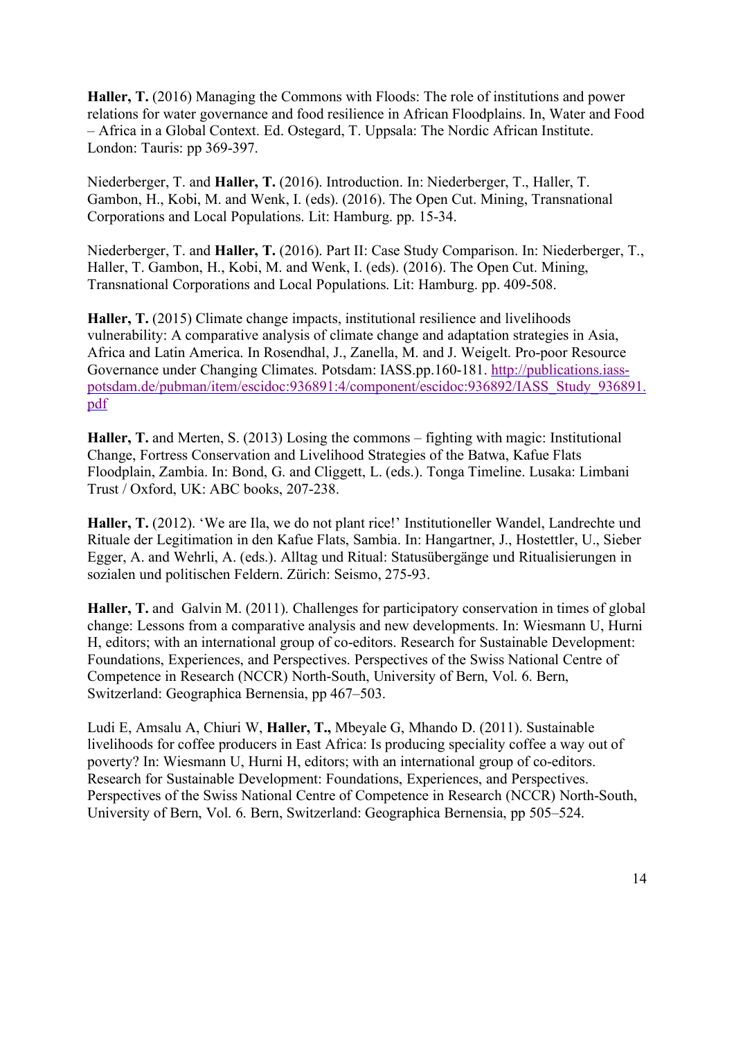**Haller, T.** (2016) Managing the Commons with Floods: The role of institutions and power relations for water governance and food resilience in African Floodplains. In, Water and Food – Africa in a Global Context. Ed. Ostegard, T. Uppsala: The Nordic African Institute. London: Tauris: pp 369-397.

Niederberger, T. and **Haller, T.** (2016). Introduction. In: Niederberger, T., Haller, T. Gambon, H., Kobi, M. and Wenk, I. (eds). (2016). The Open Cut. Mining, Transnational Corporations and Local Populations. Lit: Hamburg. pp. 15-34.

Niederberger, T. and **Haller, T.** (2016). Part II: Case Study Comparison. In: Niederberger, T., Haller, T. Gambon, H., Kobi, M. and Wenk, I. (eds). (2016). The Open Cut. Mining, Transnational Corporations and Local Populations. Lit: Hamburg. pp. 409-508.

**Haller, T.** (2015) Climate change impacts, institutional resilience and livelihoods vulnerability: A comparative analysis of climate change and adaptation strategies in Asia, Africa and Latin America. In Rosendhal, J., Zanella, M. and J. Weigelt. Pro-poor Resource Governance under Changing Climates. Potsdam: IASS.pp.160-181. http://publications.iass-potsdam.de/pubman/item/escidoc:936891:4/component/escidoc:936892/IASS_Study_936891.pdf

**Haller, T.** and Merten, S. (2013) Losing the commons – fighting with magic: Institutional Change, Fortress Conservation and Livelihood Strategies of the Batwa, Kafue Flats Floodplain, Zambia. In: Bond, G. and Cliggett, L. (eds.). Tonga Timeline. Lusaka: Limbani Trust / Oxford, UK: ABC books, 207-238.

**Haller, T.** (2012). 'We are Ila, we do not plant rice!' Institutioneller Wandel, Landrechte und Rituale der Legitimation in den Kafue Flats, Sambia. In: Hangartner, J., Hostettler, U., Sieber Egger, A. and Wehrli, A. (eds.). Alltag und Ritual: Statusübergänge und Ritualisierungen in sozialen und politischen Feldern. Zürich: Seismo, 275-93.

**Haller, T.** and Galvin M. (2011). Challenges for participatory conservation in times of global change: Lessons from a comparative analysis and new developments. In: Wiesmann U, Hurni H, editors; with an international group of co-editors. Research for Sustainable Development: Foundations, Experiences, and Perspectives. Perspectives of the Swiss National Centre of Competence in Research (NCCR) North-South, University of Bern, Vol. 6. Bern, Switzerland: Geographica Bernensia, pp 467–503.

Ludi E, Amsalu A, Chiuri W, **Haller, T.,** Mbeyale G, Mhando D. (2011). Sustainable livelihoods for coffee producers in East Africa: Is producing speciality coffee a way out of poverty? In: Wiesmann U, Hurni H, editors; with an international group of co-editors. Research for Sustainable Development: Foundations, Experiences, and Perspectives. Perspectives of the Swiss National Centre of Competence in Research (NCCR) North-South, University of Bern, Vol. 6. Bern, Switzerland: Geographica Bernensia, pp 505–524.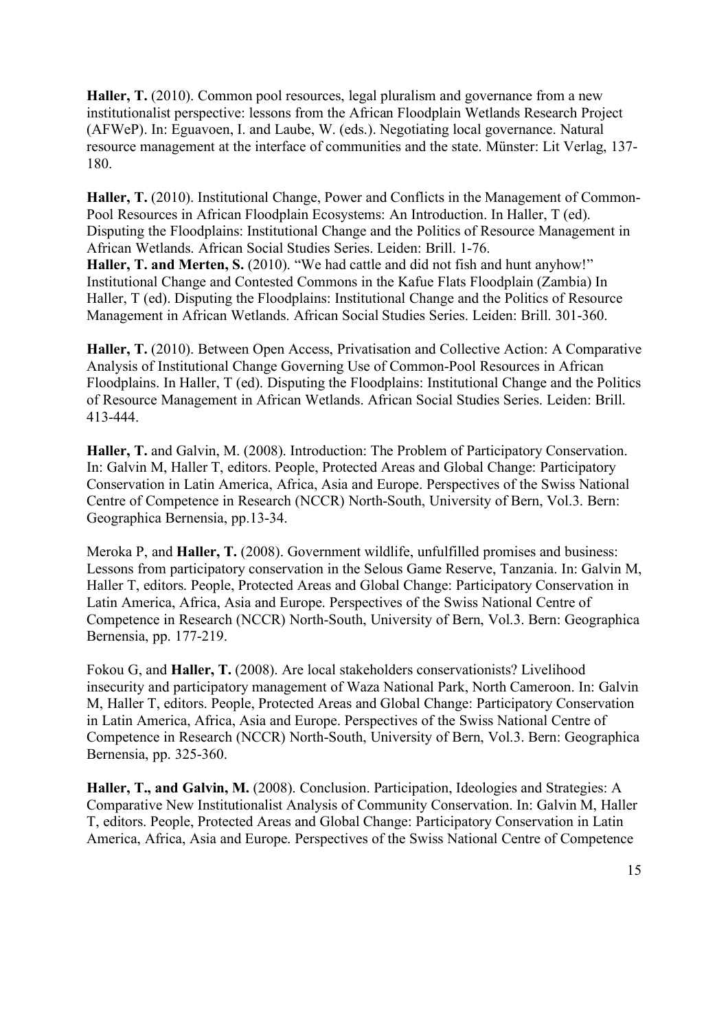**Haller, T.** (2010). Common pool resources, legal pluralism and governance from a new institutionalist perspective: lessons from the African Floodplain Wetlands Research Project (AFWeP). In: Eguavoen, I. and Laube, W. (eds.). Negotiating local governance. Natural resource management at the interface of communities and the state. Münster: Lit Verlag, 137-180.

**Haller, T.** (2010). Institutional Change, Power and Conflicts in the Management of Common-Pool Resources in African Floodplain Ecosystems: An Introduction. In Haller, T (ed). Disputing the Floodplains: Institutional Change and the Politics of Resource Management in African Wetlands. African Social Studies Series. Leiden: Brill. 1-76.

**Haller, T. and Merten, S.** (2010). "We had cattle and did not fish and hunt anyhow!" Institutional Change and Contested Commons in the Kafue Flats Floodplain (Zambia) In Haller, T (ed). Disputing the Floodplains: Institutional Change and the Politics of Resource Management in African Wetlands. African Social Studies Series. Leiden: Brill. 301-360.

**Haller, T.** (2010). Between Open Access, Privatisation and Collective Action: A Comparative Analysis of Institutional Change Governing Use of Common-Pool Resources in African Floodplains. In Haller, T (ed). Disputing the Floodplains: Institutional Change and the Politics of Resource Management in African Wetlands. African Social Studies Series. Leiden: Brill. 413-444.

**Haller, T.** and Galvin, M. (2008). Introduction: The Problem of Participatory Conservation. In: Galvin M, Haller T, editors. People, Protected Areas and Global Change: Participatory Conservation in Latin America, Africa, Asia and Europe. Perspectives of the Swiss National Centre of Competence in Research (NCCR) North-South, University of Bern, Vol.3. Bern: Geographica Bernensia, pp.13-34.

Meroka P, and **Haller, T.** (2008). Government wildlife, unfulfilled promises and business: Lessons from participatory conservation in the Selous Game Reserve, Tanzania. In: Galvin M, Haller T, editors. People, Protected Areas and Global Change: Participatory Conservation in Latin America, Africa, Asia and Europe. Perspectives of the Swiss National Centre of Competence in Research (NCCR) North-South, University of Bern, Vol.3. Bern: Geographica Bernensia, pp. 177-219.

Fokou G, and **Haller, T.** (2008). Are local stakeholders conservationists? Livelihood insecurity and participatory management of Waza National Park, North Cameroon. In: Galvin M, Haller T, editors. People, Protected Areas and Global Change: Participatory Conservation in Latin America, Africa, Asia and Europe. Perspectives of the Swiss National Centre of Competence in Research (NCCR) North-South, University of Bern, Vol.3. Bern: Geographica Bernensia, pp. 325-360.

**Haller, T., and Galvin, M.** (2008). Conclusion. Participation, Ideologies and Strategies: A Comparative New Institutionalist Analysis of Community Conservation. In: Galvin M, Haller T, editors. People, Protected Areas and Global Change: Participatory Conservation in Latin America, Africa, Asia and Europe. Perspectives of the Swiss National Centre of Competence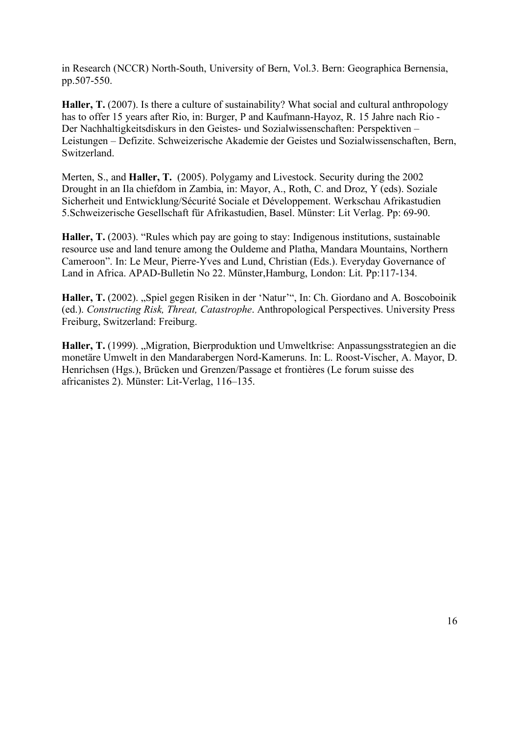in Research (NCCR) North-South, University of Bern, Vol.3. Bern: Geographica Bernensia, pp.507-550.

**Haller, T.** (2007). Is there a culture of sustainability? What social and cultural anthropology has to offer 15 years after Rio, in: Burger, P and Kaufmann-Hayoz, R. 15 Jahre nach Rio - Der Nachhaltigkeitsdiskurs in den Geistes- und Sozialwissenschaften: Perspektiven – Leistungen – Defizite. Schweizerische Akademie der Geistes und Sozialwissenschaften, Bern, Switzerland.

Merten, S., and **Haller, T.** (2005). Polygamy and Livestock. Security during the 2002 Drought in an Ila chiefdom in Zambia, in: Mayor, A., Roth, C. and Droz, Y (eds). Soziale Sicherheit und Entwicklung/Sécurité Sociale et Développement. Werkschau Afrikastudien 5.Schweizerische Gesellschaft für Afrikastudien, Basel. Münster: Lit Verlag. Pp: 69-90.

**Haller, T.** (2003). "Rules which pay are going to stay: Indigenous institutions, sustainable resource use and land tenure among the Ouldeme and Platha, Mandara Mountains, Northern Cameroon". In: Le Meur, Pierre-Yves and Lund, Christian (Eds.). Everyday Governance of Land in Africa. APAD-Bulletin No 22. Münster,Hamburg, London: Lit. Pp:117-134.

**Haller, T.** (2002). „Spiel gegen Risiken in der 'Natur'", In: Ch. Giordano and A. Boscoboinik (ed.). *Constructing Risk, Threat, Catastrophe*. Anthropological Perspectives. University Press Freiburg, Switzerland: Freiburg.

**Haller, T.** (1999). „Migration, Bierproduktion und Umweltkrise: Anpassungsstrategien an die monetäre Umwelt in den Mandarabergen Nord-Kameruns. In: L. Roost-Vischer, A. Mayor, D. Henrichsen (Hgs.), Brücken und Grenzen/Passage et frontières (Le forum suisse des africanistes 2). Münster: Lit-Verlag, 116–135.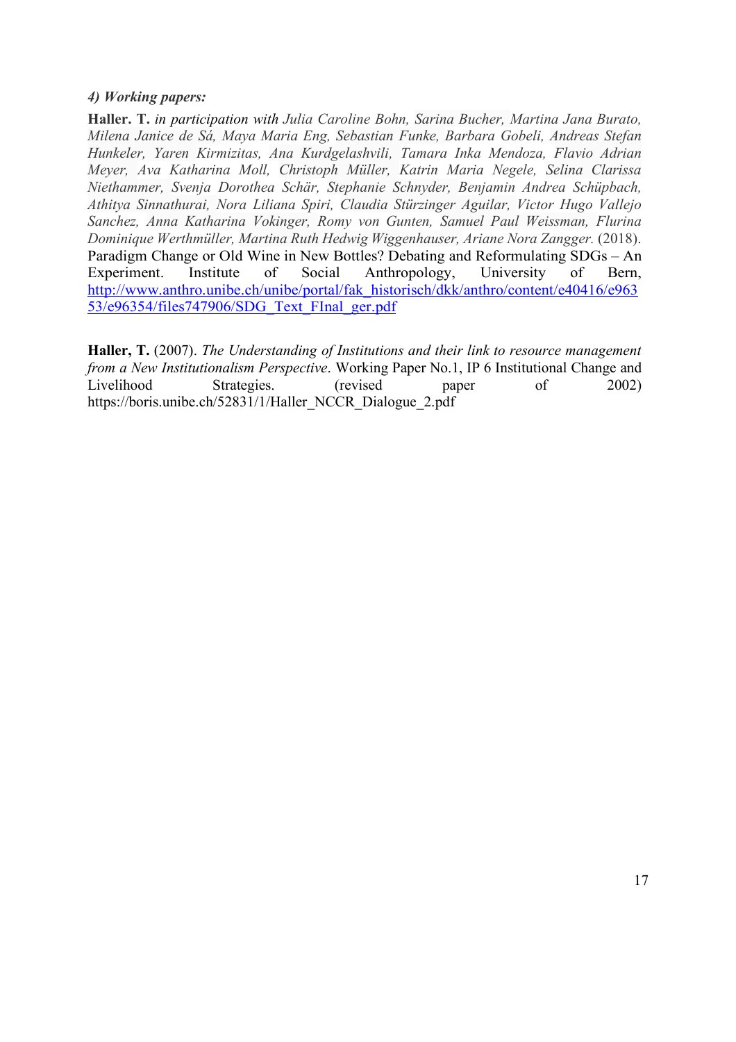*4) Working papers:*

**Haller. T.** *in participation with Julia Caroline Bohn, Sarina Bucher, Martina Jana Burato, Milena Janice de Sá, Maya Maria Eng, Sebastian Funke, Barbara Gobeli, Andreas Stefan Hunkeler, Yaren Kirmizitas, Ana Kurdgelashvili, Tamara Inka Mendoza, Flavio Adrian Meyer, Ava Katharina Moll, Christoph Müller, Katrin Maria Negele, Selina Clarissa Niethammer, Svenja Dorothea Schär, Stephanie Schnyder, Benjamin Andrea Schüpbach, Athitya Sinnathurai, Nora Liliana Spiri, Claudia Stürzinger Aguilar, Victor Hugo Vallejo Sanchez, Anna Katharina Vokinger, Romy von Gunten, Samuel Paul Weissman, Flurina Dominique Werthmüller, Martina Ruth Hedwig Wiggenhauser, Ariane Nora Zangger.* (2018). Paradigm Change or Old Wine in New Bottles? Debating and Reformulating SDGs – An Experiment. Institute of Social Anthropology, University of Bern, http://www.anthro.unibe.ch/unibe/portal/fak_historisch/dkk/anthro/content/e40416/e96353/e96354/files747906/SDG_Text_FInal_ger.pdf

**Haller, T.** (2007). *The Understanding of Institutions and their link to resource management from a New Institutionalism Perspective*. Working Paper No.1, IP 6 Institutional Change and Livelihood Strategies. (revised paper of 2002) https://boris.unibe.ch/52831/1/Haller_NCCR_Dialogue_2.pdf